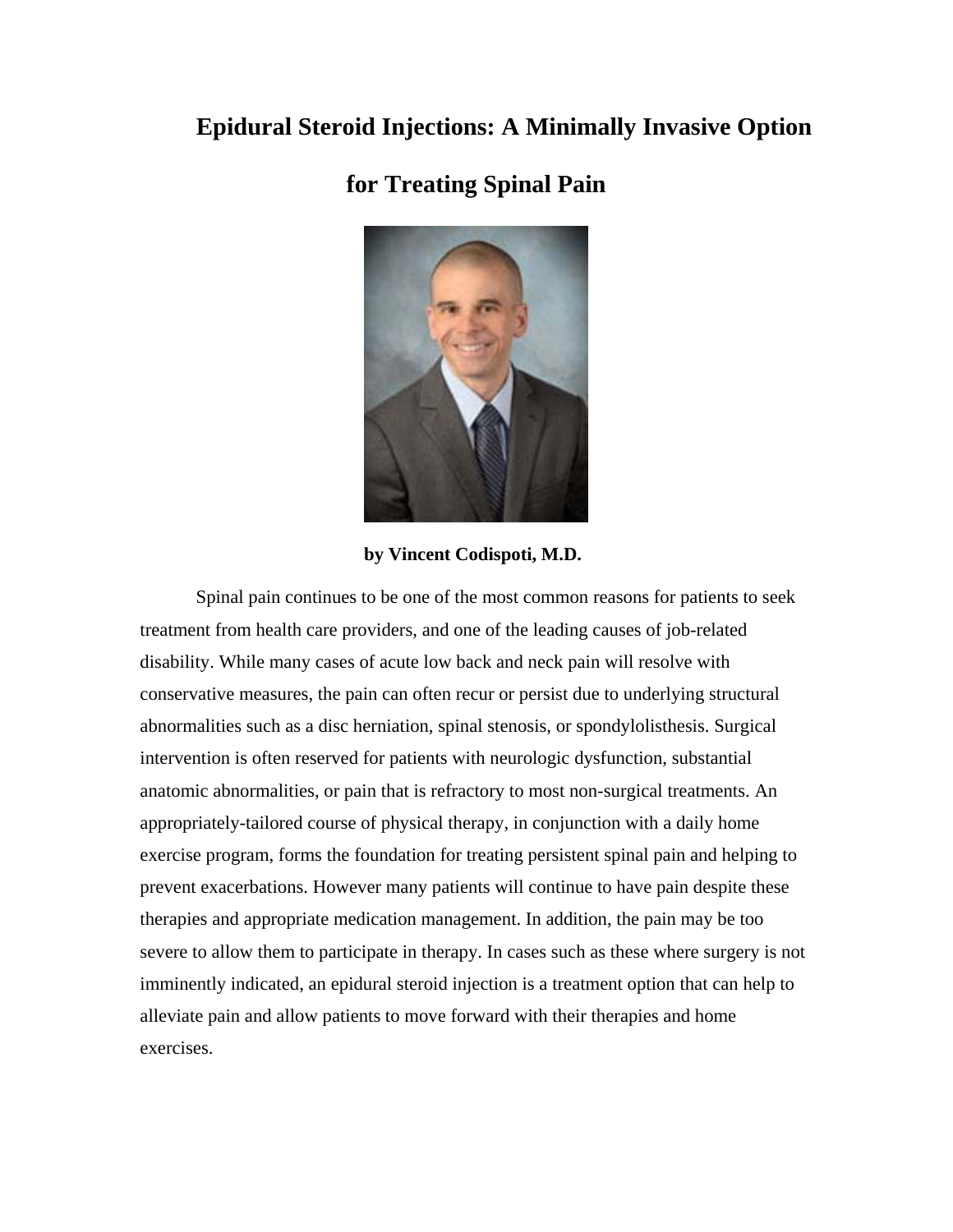# Epidural Steroid Injections: A Minimally Invasive Option for Treating Spinal Pain

**by Vincent Codispoti, M.D.**

Spinal pain continues to be one of the most common reasons for patients to seek treatment from health care providers, and one of the leading causes of job-related disability. While many cases of acute low back and neck pain will resolve with conservative measures, the pain can often recur or persist due to underlying structural abnormalities such as a disc herniation, spinal stenosis, or spondylolisthesis. Surgical intervention is often reserved for patients with neurologic dysfunction, substantial anatomic abnormalities, or pain that is refractory to most non-surgical treatments. An appropriately-tailored course of physical therapy, in conjunction with a daily home exercise program, forms the foundation for treating persistent spinal pain and helping to prevent exacerbations. However many patients will continue to have pain despite these therapies and appropriate medication management. In addition, the pain may be too severe to allow them to participate in therapy. In cases such as these where surgery is not imminently indicated, an epidural steroid injection is a treatment option that can help to alleviate pain and allow patients to move forward with their therapies and home exercises.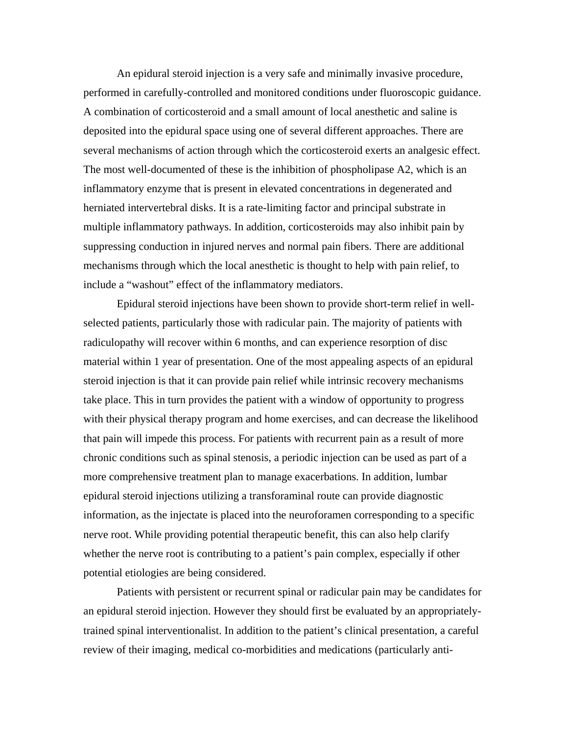An epidural steroid injection is a very safe and minimally invasive procedure, performed in carefully-controlled and monitored conditions under fluoroscopic guidance. A combination of corticosteroid and a small amount of local anesthetic and saline is deposited into the epidural space using one of several different approaches. There are several mechanisms of action through which the corticosteroid exerts an analgesic effect. The most well-documented of these is the inhibition of phospholipase A2, which is an inflammatory enzyme that is present in elevated concentrations in degenerated and herniated intervertebral disks. It is a rate-limiting factor and principal substrate in multiple inflammatory pathways. In addition, corticosteroids may also inhibit pain by suppressing conduction in injured nerves and normal pain fibers. There are additional mechanisms through which the local anesthetic is thought to help with pain relief, to include a "washout" effect of the inflammatory mediators.

Epidural steroid injections have been shown to provide short-term relief in well-selected patients, particularly those with radicular pain. The majority of patients with radiculopathy will recover within 6 months, and can experience resorption of disc material within 1 year of presentation. One of the most appealing aspects of an epidural steroid injection is that it can provide pain relief while intrinsic recovery mechanisms take place. This in turn provides the patient with a window of opportunity to progress with their physical therapy program and home exercises, and can decrease the likelihood that pain will impede this process. For patients with recurrent pain as a result of more chronic conditions such as spinal stenosis, a periodic injection can be used as part of a more comprehensive treatment plan to manage exacerbations. In addition, lumbar epidural steroid injections utilizing a transforaminal route can provide diagnostic information, as the injectate is placed into the neuroforamen corresponding to a specific nerve root. While providing potential therapeutic benefit, this can also help clarify whether the nerve root is contributing to a patient's pain complex, especially if other potential etiologies are being considered.

Patients with persistent or recurrent spinal or radicular pain may be candidates for an epidural steroid injection. However they should first be evaluated by an appropriately-trained spinal interventionalist. In addition to the patient's clinical presentation, a careful review of their imaging, medical co-morbidities and medications (particularly anti-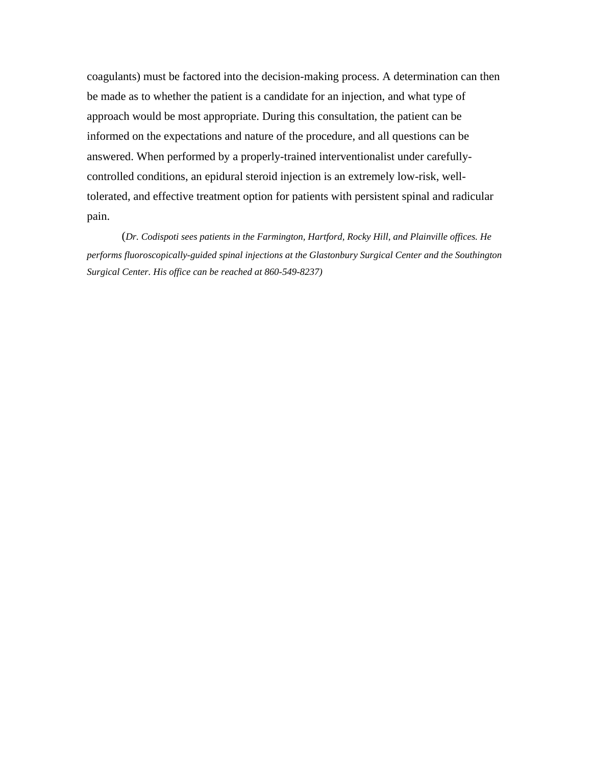coagulants) must be factored into the decision-making process. A determination can then be made as to whether the patient is a candidate for an injection, and what type of approach would be most appropriate. During this consultation, the patient can be informed on the expectations and nature of the procedure, and all questions can be answered. When performed by a properly-trained interventionalist under carefully-controlled conditions, an epidural steroid injection is an extremely low-risk, well-tolerated, and effective treatment option for patients with persistent spinal and radicular pain.

(*Dr. Codispoti sees patients in the Farmington, Hartford, Rocky Hill, and Plainville offices. He performs fluoroscopically-guided spinal injections at the Glastonbury Surgical Center and the Southington Surgical Center. His office can be reached at 860-549-8237)*